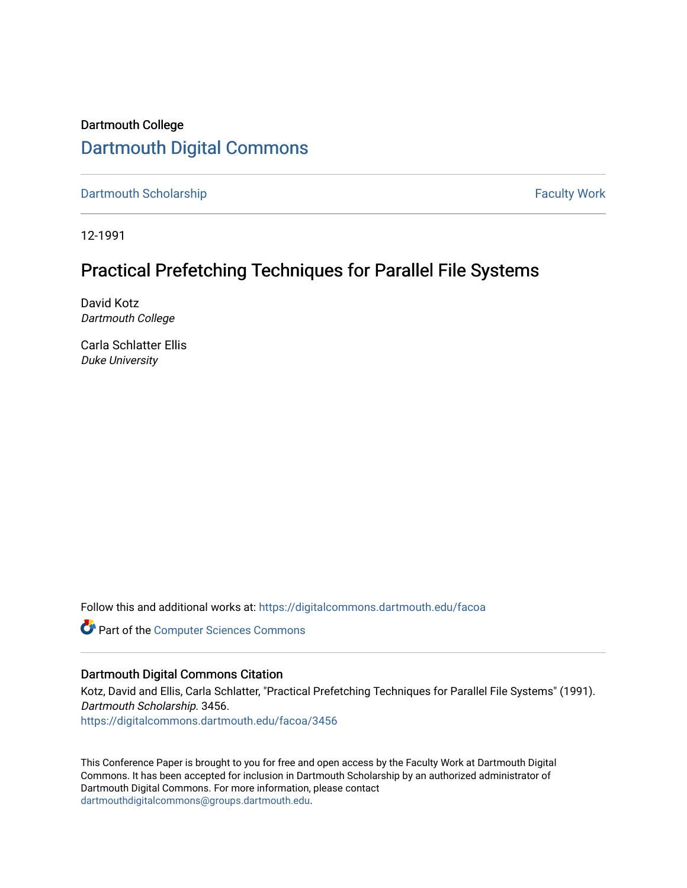Dartmouth College

# Dartmouth Digital Commons

Dartmouth Scholarship

Faculty Work

12-1991

## Practical Prefetching Techniques for Parallel File Systems

David Kotz
*Dartmouth College*

Carla Schlatter Ellis
*Duke University*

Follow this and additional works at: https://digitalcommons.dartmouth.edu/facoa

Part of the Computer Sciences Commons

### Dartmouth Digital Commons Citation

Kotz, David and Ellis, Carla Schlatter, "Practical Prefetching Techniques for Parallel File Systems" (1991). *Dartmouth Scholarship*. 3456.
https://digitalcommons.dartmouth.edu/facoa/3456

This Conference Paper is brought to you for free and open access by the Faculty Work at Dartmouth Digital Commons. It has been accepted for inclusion in Dartmouth Scholarship by an authorized administrator of Dartmouth Digital Commons. For more information, please contact dartmouthdigitalcommons@groups.dartmouth.edu.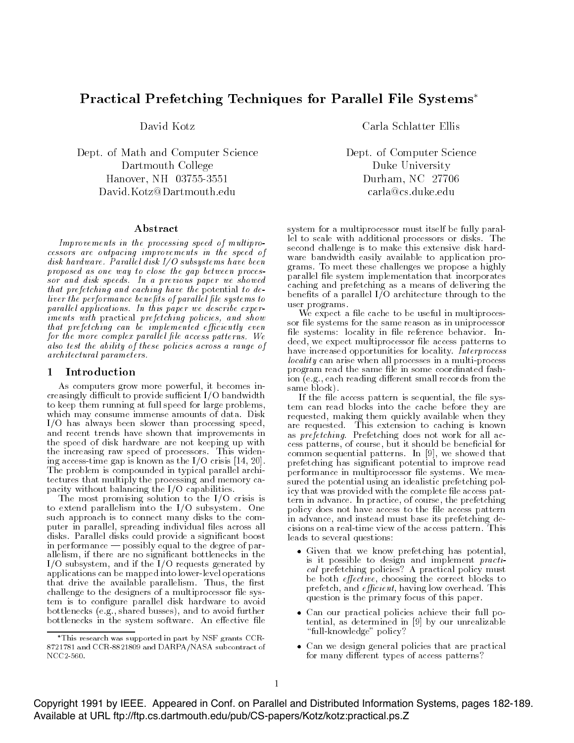# Practical Prefetching Techniques for Parallel File Systems*

David Kotz

Dept. of Math and Computer Science
Dartmouth College
Hanover, NH 03755-3551
David.Kotz@Dartmouth.edu

Carla Schlatter Ellis

Dept. of Computer Science
Duke University
Durham, NC 27706
carla@cs.duke.edu

## Abstract

*Improvements in the processing speed of multiprocessors are outpacing improvements in the speed of disk hardware. Parallel disk I/O subsystems have been proposed as one way to close the gap between processor and disk speeds. In a previous paper we showed that prefetching and caching have the* potential *to deliver the performance benefits of parallel file systems to parallel applications. In this paper we describe experiments with* practical *prefetching policies, and show that prefetching can be implemented efficiently even for the more complex parallel file access patterns. We also test the ability of these policies across a range of architectural parameters.*

## 1 Introduction

As computers grow more powerful, it becomes increasingly difficult to provide sufficient I/O bandwidth to keep them running at full speed for large problems, which may consume immense amounts of data. Disk I/O has always been slower than processing speed, and recent trends have shown that improvements in the speed of disk hardware are not keeping up with the increasing raw speed of processors. This widening access-time gap is known as the I/O crisis [14, 20]. The problem is compounded in typical parallel architectures that multiply the processing and memory capacity without balancing the I/O capabilities.

The most promising solution to the I/O crisis is to extend parallelism into the I/O subsystem. One such approach is to connect many disks to the computer in parallel, spreading individual files across all disks. Parallel disks could provide a significant boost in performance — possibly equal to the degree of parallelism, if there are no significant bottlenecks in the I/O subsystem, and if the I/O requests generated by applications can be mapped into lower-level operations that drive the available parallelism. Thus, the first challenge to the designers of a multiprocessor file system is to configure parallel disk hardware to avoid bottlenecks (e.g., shared busses), and to avoid further bottlenecks in the system software. An effective file system for a multiprocessor must itself be fully parallel to scale with additional processors or disks. The second challenge is to make this extensive disk hardware bandwidth easily available to application programs. To meet these challenges we propose a highly parallel file system implementation that incorporates caching and prefetching as a means of delivering the benefits of a parallel I/O architecture through to the user programs.

We expect a file cache to be useful in multiprocessor file systems for the same reason as in uniprocessor file systems: locality in file reference behavior. Indeed, we expect multiprocessor file access patterns to have increased opportunities for locality. *Interprocess locality* can arise when all processes in a multi-process program read the same file in some coordinated fashion (e.g., each reading different small records from the same block).

If the file access pattern is sequential, the file system can read blocks into the cache before they are requested, making them quickly available when they are requested. This extension to caching is known as *prefetching*. Prefetching does not work for all access patterns, of course, but it should be beneficial for common sequential patterns. In [9], we showed that prefetching has significant potential to improve read performance in multiprocessor file systems. We measured the potential using an idealistic prefetching policy that was provided with the complete file access pattern in advance. In practice, of course, the prefetching policy does not have access to the file access pattern in advance, and instead must base its prefetching decisions on a real-time view of the access pattern. This leads to several questions:

- Given that we know prefetching has potential, is it possible to design and implement *practical* prefetching policies? A practical policy must be both *effective*, choosing the correct blocks to prefetch, and *efficient*, having low overhead. This question is the primary focus of this paper.
- Can our practical policies achieve their full potential, as determined in [9] by our unrealizable "full-knowledge" policy?
- Can we design general policies that are practical for many different types of access patterns?

*This research was supported in part by NSF grants CCR-8721781 and CCR-8821809 and DARPA/NASA subcontract of NCC2-560.

Copyright 1991 by IEEE. Appeared in Conf. on Parallel and Distributed Information Systems, pages 182-189. Available at URL ftp://ftp.cs.dartmouth.edu/pub/CS-papers/Kotz/kotz:practical.ps.Z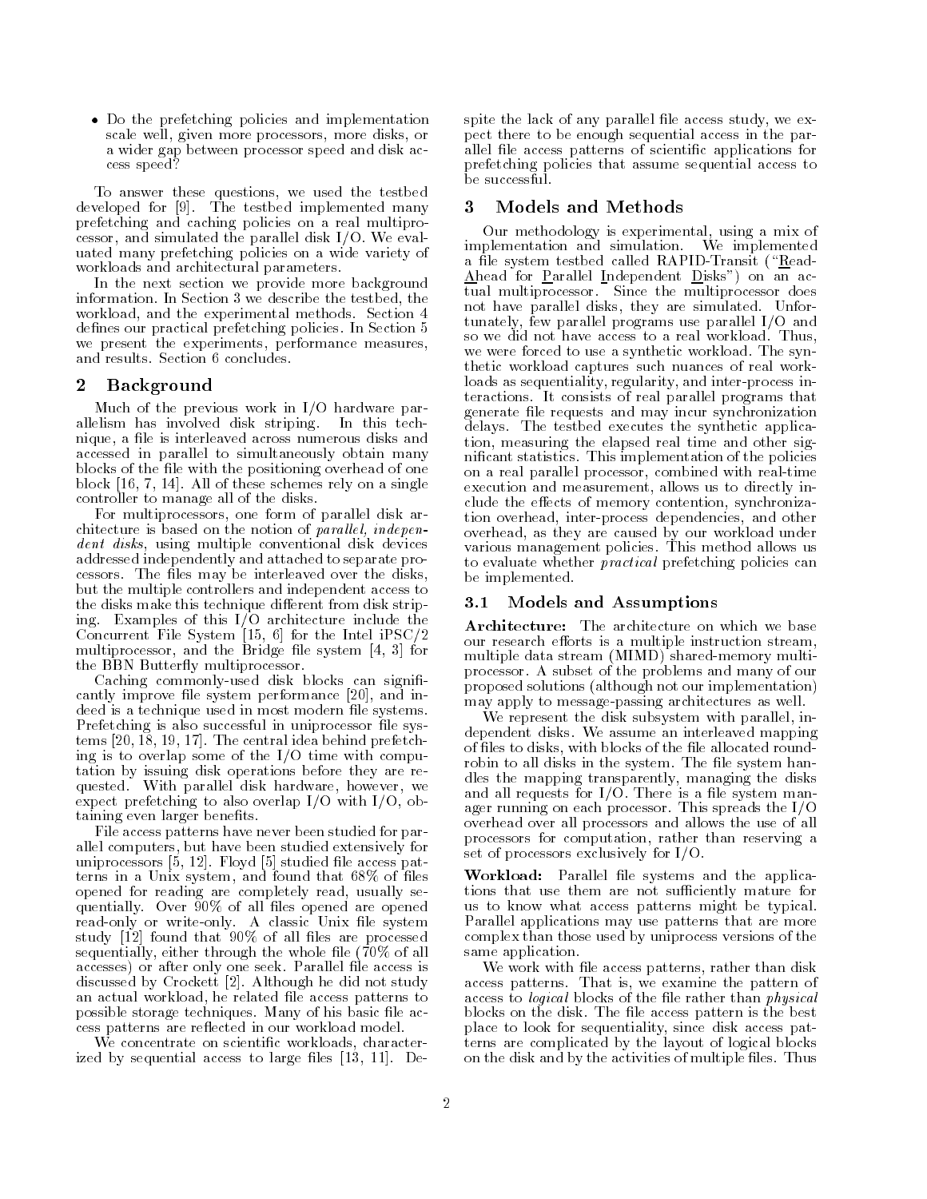- Do the prefetching policies and implementation scale well, given more processors, more disks, or a wider gap between processor speed and disk access speed?

To answer these questions, we used the testbed developed for [9]. The testbed implemented many prefetching and caching policies on a real multiprocessor, and simulated the parallel disk I/O. We evaluated many prefetching policies on a wide variety of workloads and architectural parameters.

In the next section we provide more background information. In Section 3 we describe the testbed, the workload, and the experimental methods. Section 4 defines our practical prefetching policies. In Section 5 we present the experiments, performance measures, and results. Section 6 concludes.

## 2 Background

Much of the previous work in I/O hardware parallelism has involved disk striping. In this technique, a file is interleaved across numerous disks and accessed in parallel to simultaneously obtain many blocks of the file with the positioning overhead of one block [16, 7, 14]. All of these schemes rely on a single controller to manage all of the disks.

For multiprocessors, one form of parallel disk architecture is based on the notion of *parallel, independent disks*, using multiple conventional disk devices addressed independently and attached to separate processors. The files may be interleaved over the disks, but the multiple controllers and independent access to the disks make this technique different from disk striping. Examples of this I/O architecture include the Concurrent File System [15, 6] for the Intel iPSC/2 multiprocessor, and the Bridge file system [4, 3] for the BBN Butterfly multiprocessor.

Caching commonly-used disk blocks can significantly improve file system performance [20], and indeed is a technique used in most modern file systems. Prefetching is also successful in uniprocessor file systems [20, 18, 19, 17]. The central idea behind prefetching is to overlap some of the I/O time with computation by issuing disk operations before they are requested. With parallel disk hardware, however, we expect prefetching to also overlap I/O with I/O, obtaining even larger benefits.

File access patterns have never been studied for parallel computers, but have been studied extensively for uniprocessors [5, 12]. Floyd [5] studied file access patterns in a Unix system, and found that 68% of files opened for reading are completely read, usually sequentially. Over 90% of all files opened are opened read-only or write-only. A classic Unix file system study [12] found that 90% of all files are processed sequentially, either through the whole file (70% of all accesses) or after only one seek. Parallel file access is discussed by Crockett [2]. Although he did not study an actual workload, he related file access patterns to possible storage techniques. Many of his basic file access patterns are reflected in our workload model.

We concentrate on scientific workloads, characterized by sequential access to large files [13, 11]. Despite the lack of any parallel file access study, we expect there to be enough sequential access in the parallel file access patterns of scientific applications for prefetching policies that assume sequential access to be successful.

## 3 Models and Methods

Our methodology is experimental, using a mix of implementation and simulation. We implemented a file system testbed called RAPID-Transit ("Read-Ahead for Parallel Independent Disks") on an actual multiprocessor. Since the multiprocessor does not have parallel disks, they are simulated. Unfortunately, few parallel programs use parallel I/O and so we did not have access to a real workload. Thus, we were forced to use a synthetic workload. The synthetic workload captures such nuances of real workloads as sequentiality, regularity, and inter-process interactions. It consists of real parallel programs that generate file requests and may incur synchronization delays. The testbed executes the synthetic application, measuring the elapsed real time and other significant statistics. This implementation of the policies on a real parallel processor, combined with real-time execution and measurement, allows us to directly include the effects of memory contention, synchronization overhead, inter-process dependencies, and other overhead, as they are caused by our workload under various management policies. This method allows us to evaluate whether *practical* prefetching policies can be implemented.

### 3.1 Models and Assumptions

**Architecture:** The architecture on which we base our research efforts is a multiple instruction stream, multiple data stream (MIMD) shared-memory multiprocessor. A subset of the problems and many of our proposed solutions (although not our implementation) may apply to message-passing architectures as well.

We represent the disk subsystem with parallel, independent disks. We assume an interleaved mapping of files to disks, with blocks of the file allocated round-robin to all disks in the system. The file system handles the mapping transparently, managing the disks and all requests for I/O. There is a file system manager running on each processor. This spreads the I/O overhead over all processors and allows the use of all processors for computation, rather than reserving a set of processors exclusively for I/O.

**Workload:** Parallel file systems and the applications that use them are not sufficiently mature for us to know what access patterns might be typical. Parallel applications may use patterns that are more complex than those used by uniprocess versions of the same application.

We work with file access patterns, rather than disk access patterns. That is, we examine the pattern of access to *logical* blocks of the file rather than *physical* blocks on the disk. The file access pattern is the best place to look for sequentiality, since disk access patterns are complicated by the layout of logical blocks on the disk and by the activities of multiple files. Thus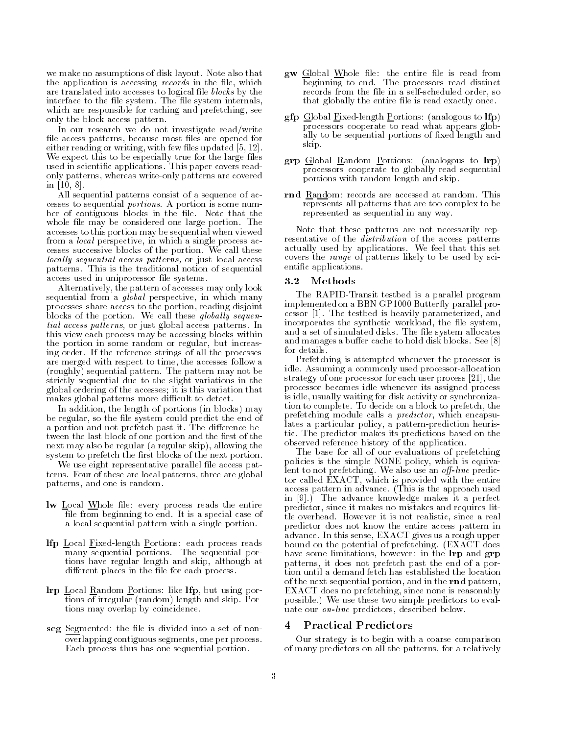we make no assumptions of disk layout. Note also that the application is accessing *records* in the file, which are translated into accesses to logical file *blocks* by the interface to the file system. The file system internals, which are responsible for caching and prefetching, see only the block access pattern.

In our research we do not investigate read/write file access patterns, because most files are opened for either reading or writing, with few files updated [5, 12]. We expect this to be especially true for the large files used in scientific applications. This paper covers read-only patterns, whereas write-only patterns are covered in [10, 8].

All sequential patterns consist of a sequence of accesses to sequential *portions*. A portion is some number of contiguous blocks in the file. Note that the whole file may be considered one large portion. The accesses to this portion may be sequential when viewed from a *local* perspective, in which a single process accesses successive blocks of the portion. We call these *locally sequential access patterns,* or just local access patterns. This is the traditional notion of sequential access used in uniprocessor file systems.

Alternatively, the pattern of accesses may only look sequential from a *global* perspective, in which many processes share access to the portion, reading disjoint blocks of the portion. We call these *globally sequential access patterns,* or just global access patterns. In this view each process may be accessing blocks within the portion in some random or regular, but increasing order. If the reference strings of all the processes are merged with respect to time, the accesses follow a (roughly) sequential pattern. The pattern may not be strictly sequential due to the slight variations in the global ordering of the accesses; it is this variation that makes global patterns more difficult to detect.

In addition, the length of portions (in blocks) may be regular, so the file system could predict the end of a portion and not prefetch past it. The difference between the last block of one portion and the first of the next may also be regular (a regular skip), allowing the system to prefetch the first blocks of the next portion.

We use eight representative parallel file access patterns. Four of these are local patterns, three are global patterns, and one is random.

**lw** Local Whole file: every process reads the entire file from beginning to end. It is a special case of a local sequential pattern with a single portion.

**lfp** Local Fixed-length Portions: each process reads many sequential portions. The sequential portions have regular length and skip, although at different places in the file for each process.

**lrp** Local Random Portions: like **lfp**, but using portions of irregular (random) length and skip. Portions may overlap by coincidence.

**seg** Segmented: the file is divided into a set of non-overlapping contiguous segments, one per process. Each process thus has one sequential portion.

**gw** Global Whole file: the entire file is read from beginning to end. The processors read distinct records from the file in a self-scheduled order, so that globally the entire file is read exactly once.

**gfp** Global Fixed-length Portions: (analogous to **lfp**) processors cooperate to read what appears globally to be sequential portions of fixed length and skip.

**grp** Global Random Portions: (analogous to **lrp**) processors cooperate to globally read sequential portions with random length and skip.

**rnd** Random: records are accessed at random. This represents all patterns that are too complex to be represented as sequential in any way.

Note that these patterns are not necessarily representative of the *distribution* of the access patterns actually used by applications. We feel that this set covers the *range* of patterns likely to be used by scientific applications.

### 3.2 Methods

The RAPID-Transit testbed is a parallel program implemented on a BBN GP1000 Butterfly parallel processor [1]. The testbed is heavily parameterized, and incorporates the synthetic workload, the file system, and a set of simulated disks. The file system allocates and manages a buffer cache to hold disk blocks. See [8] for details.

Prefetching is attempted whenever the processor is idle. Assuming a commonly used processor-allocation strategy of one processor for each user process [21], the processor becomes idle whenever its assigned process is idle, usually waiting for disk activity or synchronization to complete. To decide on a block to prefetch, the prefetching module calls a *predictor*, which encapsulates a particular policy, a pattern-prediction heuristic. The predictor makes its predictions based on the observed reference history of the application.

The base for all of our evaluations of prefetching policies is the simple NONE policy, which is equivalent to not prefetching. We also use an *off-line* predictor called EXACT, which is provided with the entire access pattern in advance. (This is the approach used in [9].) The advance knowledge makes it a perfect predictor, since it makes no mistakes and requires little overhead. However it is not realistic, since a real predictor does not know the entire access pattern in advance. In this sense, EXACT gives us a rough upper bound on the potential of prefetching. (EXACT does have some limitations, however: in the **lrp** and **grp** patterns, it does not prefetch past the end of a portion until a demand fetch has established the location of the next sequential portion, and in the **rnd** pattern, EXACT does no prefetching, since none is reasonably possible.) We use these two simple predictors to evaluate our *on-line* predictors, described below.

## 4 Practical Predictors

Our strategy is to begin with a coarse comparison of many predictors on all the patterns, for a relatively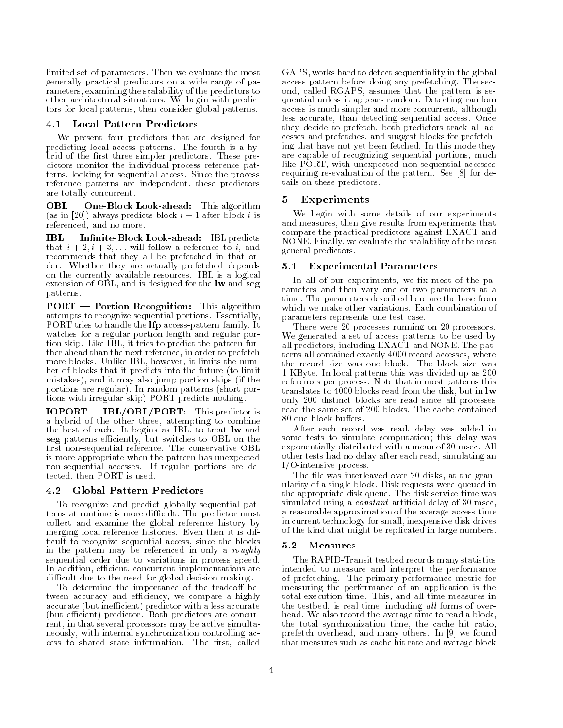limited set of parameters. Then we evaluate the most generally practical predictors on a wide range of parameters, examining the scalability of the predictors to other architectural situations. We begin with predictors for local patterns, then consider global patterns.

### 4.1 Local Pattern Predictors

We present four predictors that are designed for predicting local access patterns. The fourth is a hybrid of the first three simpler predictors. These predictors monitor the individual process reference patterns, looking for sequential access. Since the process reference patterns are independent, these predictors are totally concurrent.

**OBL — One-Block Look-ahead:** This algorithm (as in [20]) always predicts block $i+1$ after block $i$ is referenced, and no more.

**IBL — Infinite-Block Look-ahead:** IBL predicts that $i+2, i+3, \ldots$ will follow a reference to $i$, and recommends that they all be prefetched in that order. Whether they are actually prefetched depends on the currently available resources. IBL is a logical extension of OBL, and is designed for the **lw** and **seg** patterns.

**PORT — Portion Recognition:** This algorithm attempts to recognize sequential portions. Essentially, PORT tries to handle the **lfp** access-pattern family. It watches for a regular portion length and regular portion skip. Like IBL, it tries to predict the pattern further ahead than the next reference, in order to prefetch more blocks. Unlike IBL, however, it limits the number of blocks that it predicts into the future (to limit mistakes), and it may also jump portion skips (if the portions are regular). In random patterns (short portions with irregular skip) PORT predicts nothing.

**IOPORT — IBL/OBL/PORT:** This predictor is a hybrid of the other three, attempting to combine the best of each. It begins as IBL, to treat **lw** and **seg** patterns efficiently, but switches to OBL on the first non-sequential reference. The conservative OBL is more appropriate when the pattern has unexpected non-sequential accesses. If regular portions are detected, then PORT is used.

### 4.2 Global Pattern Predictors

To recognize and predict globally sequential patterns at runtime is more difficult. The predictor must collect and examine the global reference history by merging local reference histories. Even then it is difficult to recognize sequential access, since the blocks in the pattern may be referenced in only a *roughly* sequential order due to variations in process speed. In addition, efficient, concurrent implementations are difficult due to the need for global decision making.

To determine the importance of the tradeoff between accuracy and efficiency, we compare a highly accurate (but inefficient) predictor with a less accurate (but efficient) predictor. Both predictors are concurrent, in that several processors may be active simultaneously, with internal synchronization controlling access to shared state information. The first, called GAPS, works hard to detect sequentiality in the global access pattern before doing any prefetching. The second, called RGAPS, assumes that the pattern is sequential unless it appears random. Detecting random access is much simpler and more concurrent, although less accurate, than detecting sequential access. Once they decide to prefetch, both predictors track all accesses and prefetches, and suggest blocks for prefetching that have not yet been fetched. In this mode they are capable of recognizing sequential portions, much like PORT, with unexpected non-sequential accesses requiring re-evaluation of the pattern. See [8] for details on these predictors.

## 5 Experiments

We begin with some details of our experiments and measures, then give results from experiments that compare the practical predictors against EXACT and NONE. Finally, we evaluate the scalability of the most general predictors.

### 5.1 Experimental Parameters

In all of our experiments, we fix most of the parameters and then vary one or two parameters at a time. The parameters described here are the base from which we make other variations. Each combination of parameters represents one test case.

There were 20 processes running on 20 processors. We generated a set of access patterns to be used by all predictors, including EXACT and NONE. The patterns all contained exactly 4000 record accesses, where the record size was one block. The block size was 1 KByte. In local patterns this was divided up as 200 references per process. Note that in most patterns this translates to 4000 blocks read from the disk, but in **lw** only 200 distinct blocks are read since all processes read the same set of 200 blocks. The cache contained 80 one-block buffers.

After each record was read, delay was added in some tests to simulate computation; this delay was exponentially distributed with a mean of 30 msec. All other tests had no delay after each read, simulating an I/O-intensive process.

The file was interleaved over 20 disks, at the granularity of a single block. Disk requests were queued in the appropriate disk queue. The disk service time was simulated using a *constant* artificial delay of 30 msec, a reasonable approximation of the average access time in current technology for small, inexpensive disk drives of the kind that might be replicated in large numbers.

### 5.2 Measures

The RAPID-Transit testbed records many statistics intended to measure and interpret the performance of prefetching. The primary performance metric for measuring the performance of an application is the total execution time. This, and all time measures in the testbed, is real time, including *all* forms of overhead. We also record the average time to read a block, the total synchronization time, the cache hit ratio, prefetch overhead, and many others. In [9] we found that measures such as cache hit rate and average block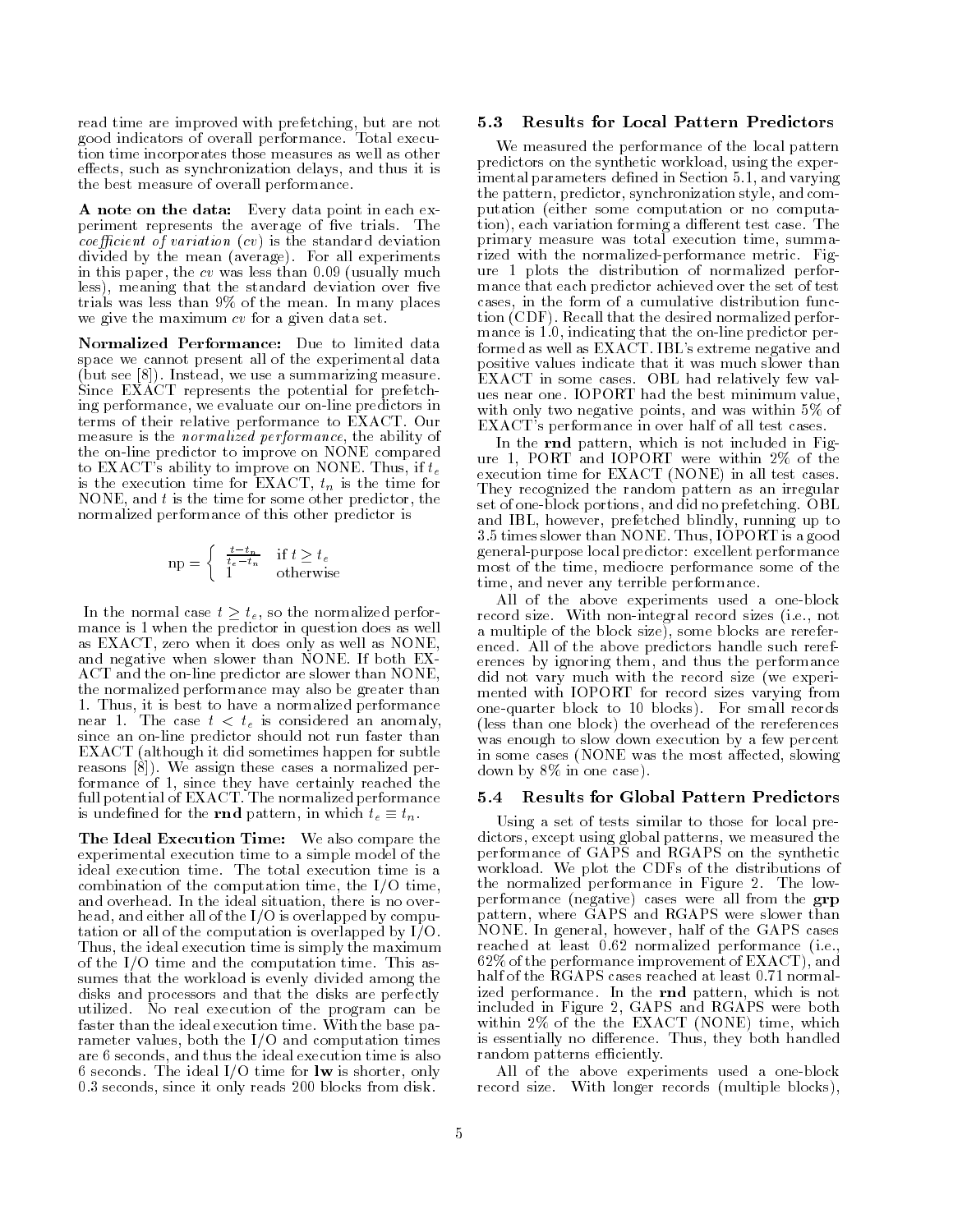read time are improved with prefetching, but are not good indicators of overall performance. Total execution time incorporates those measures as well as other effects, such as synchronization delays, and thus it is the best measure of overall performance.

**A note on the data:** Every data point in each experiment represents the average of five trials. The *coefficient of variation* (*cv*) is the standard deviation divided by the mean (average). For all experiments in this paper, the *cv* was less than 0.09 (usually much less), meaning that the standard deviation over five trials was less than 9% of the mean. In many places we give the maximum *cv* for a given data set.

**Normalized Performance:** Due to limited data space we cannot present all of the experimental data (but see [8]). Instead, we use a summarizing measure. Since EXACT represents the potential for prefetching performance, we evaluate our on-line predictors in terms of their relative performance to EXACT. Our measure is the *normalized performance*, the ability of the on-line predictor to improve on NONE compared to EXACT's ability to improve on NONE. Thus, if $t_e$ is the execution time for EXACT, $t_n$ is the time for NONE, and $t$ is the time for some other predictor, the normalized performance of this other predictor is

$$\text{np} = \begin{cases} \frac{t - t_n}{t_e - t_n} & \text{if } t \geq t_e \\ 1 & \text{otherwise} \end{cases}$$

In the normal case $t \geq t_e$, so the normalized performance is 1 when the predictor in question does as well as EXACT, zero when it does only as well as NONE, and negative when slower than NONE. If both EXACT and the on-line predictor are slower than NONE, the normalized performance may also be greater than 1. Thus, it is best to have a normalized performance near 1. The case $t < t_e$ is considered an anomaly, since an on-line predictor should not run faster than EXACT (although it did sometimes happen for subtle reasons [8]). We assign these cases a normalized performance of 1, since they have certainly reached the full potential of EXACT. The normalized performance is undefined for the **rnd** pattern, in which $t_e \equiv t_n$.

**The Ideal Execution Time:** We also compare the experimental execution time to a simple model of the ideal execution time. The total execution time is a combination of the computation time, the I/O time, and overhead. In the ideal situation, there is no overhead, and either all of the I/O is overlapped by computation or all of the computation is overlapped by I/O. Thus, the ideal execution time is simply the maximum of the I/O time and the computation time. This assumes that the workload is evenly divided among the disks and processors and that the disks are perfectly utilized. No real execution of the program can be faster than the ideal execution time. With the base parameter values, both the I/O and computation times are 6 seconds, and thus the ideal execution time is also 6 seconds. The ideal I/O time for **lw** is shorter, only 0.3 seconds, since it only reads 200 blocks from disk.

### 5.3 Results for Local Pattern Predictors

We measured the performance of the local pattern predictors on the synthetic workload, using the experimental parameters defined in Section 5.1, and varying the pattern, predictor, synchronization style, and computation (either some computation or no computation), each variation forming a different test case. The primary measure was total execution time, summarized with the normalized-performance metric. Figure 1 plots the distribution of normalized performance that each predictor achieved over the set of test cases, in the form of a cumulative distribution function (CDF). Recall that the desired normalized performance is 1.0, indicating that the on-line predictor performed as well as EXACT. IBL's extreme negative and positive values indicate that it was much slower than EXACT in some cases. OBL had relatively few values near one. IOPORT had the best minimum value, with only two negative points, and was within 5% of EXACT's performance in over half of all test cases.

In the **rnd** pattern, which is not included in Figure 1, PORT and IOPORT were within 2% of the execution time for EXACT (NONE) in all test cases. They recognized the random pattern as an irregular set of one-block portions, and did no prefetching. OBL and IBL, however, prefetched blindly, running up to 3.5 times slower than NONE. Thus, IOPORT is a good general-purpose local predictor: excellent performance most of the time, mediocre performance some of the time, and never any terrible performance.

All of the above experiments used a one-block record size. With non-integral record sizes (i.e., not a multiple of the block size), some blocks are rereferenced. All of the above predictors handle such rereferences by ignoring them, and thus the performance did not vary much with the record size (we experimented with IOPORT for record sizes varying from one-quarter block to 10 blocks). For small records (less than one block) the overhead of the rereferences was enough to slow down execution by a few percent in some cases (NONE was the most affected, slowing down by 8% in one case).

### 5.4 Results for Global Pattern Predictors

Using a set of tests similar to those for local predictors, except using global patterns, we measured the performance of GAPS and RGAPS on the synthetic workload. We plot the CDFs of the distributions of the normalized performance in Figure 2. The low-performance (negative) cases were all from the **grp** pattern, where GAPS and RGAPS were slower than NONE. In general, however, half of the GAPS cases reached at least 0.62 normalized performance (i.e., 62% of the performance improvement of EXACT), and half of the RGAPS cases reached at least 0.71 normalized performance. In the **rnd** pattern, which is not included in Figure 2, GAPS and RGAPS were both within 2% of the the EXACT (NONE) time, which is essentially no difference. Thus, they both handled random patterns efficiently.

All of the above experiments used a one-block record size. With longer records (multiple blocks),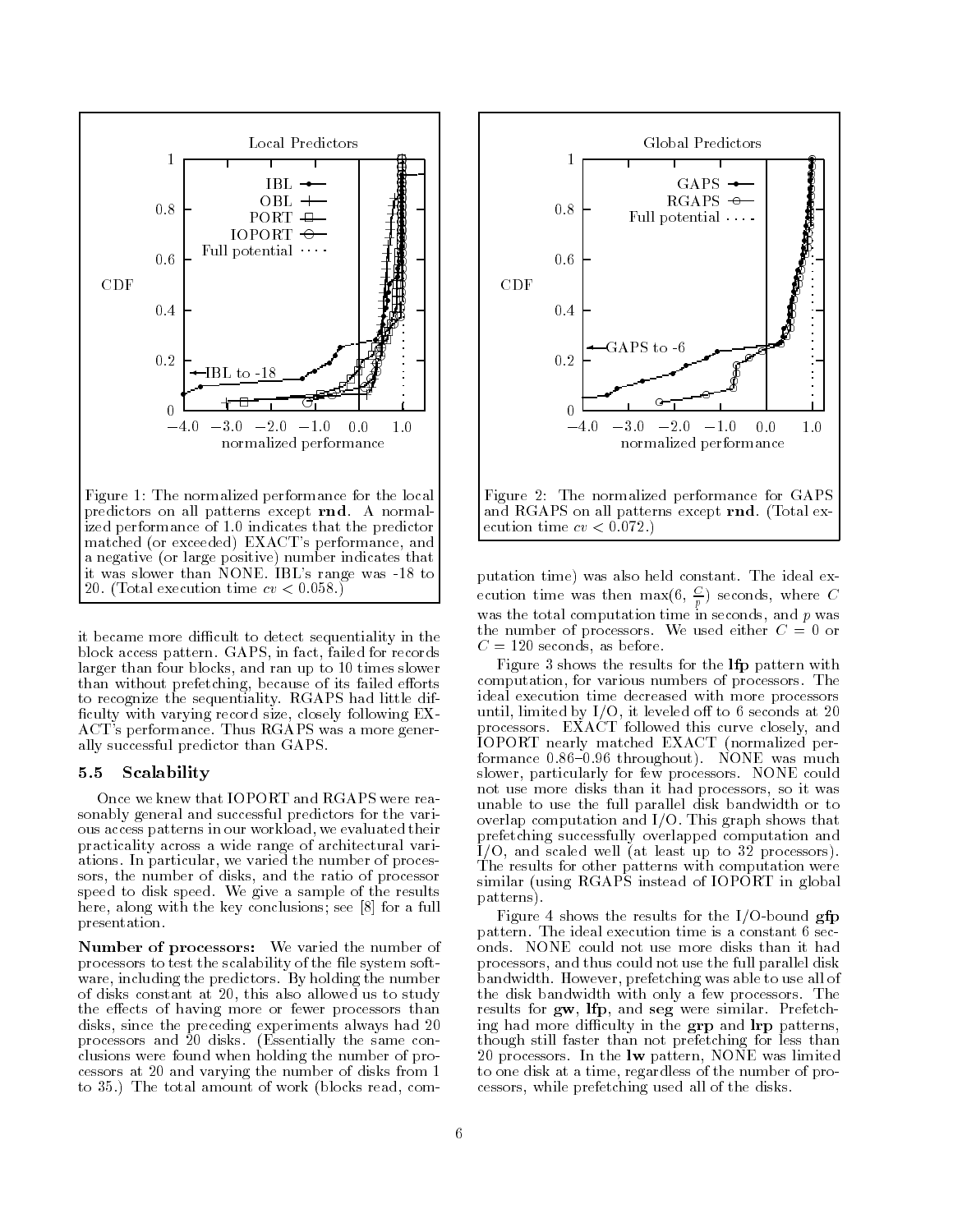Figure 1: The normalized performance for the local predictors on all patterns except **rnd**. A normalized performance of 1.0 indicates that the predictor matched (or exceeded) EXACT's performance, and a negative (or large positive) number indicates that it was slower than NONE. IBL's range was -18 to 20. (Total execution time $cv < 0.058$.)

Figure 2: The normalized performance for GAPS and RGAPS on all patterns except **rnd**. (Total execution time $cv < 0.072$.)

it became more difficult to detect sequentiality in the block access pattern. GAPS, in fact, failed for records larger than four blocks, and ran up to 10 times slower than without prefetching, because of its failed efforts to recognize the sequentiality. RGAPS had little difficulty with varying record size, closely following EXACT's performance. Thus RGAPS was a more generally successful predictor than GAPS.

### 5.5 Scalability

Once we knew that IOPORT and RGAPS were reasonably general and successful predictors for the various access patterns in our workload, we evaluated their practicality across a wide range of architectural variations. In particular, we varied the number of processors, the number of disks, and the ratio of processor speed to disk speed. We give a sample of the results here, along with the key conclusions; see [8] for a full presentation.

**Number of processors:** We varied the number of processors to test the scalability of the file system software, including the predictors. By holding the number of disks constant at 20, this also allowed us to study the effects of having more or fewer processors than disks, since the preceding experiments always had 20 processors and 20 disks. (Essentially the same conclusions were found when holding the number of processors at 20 and varying the number of disks from 1 to 35.) The total amount of work (blocks read, computation time) was also held constant. The ideal execution time was then $\max(6, \frac{C}{p})$ seconds, where $C$ was the total computation time in seconds, and $p$ was the number of processors. We used either $C = 0$ or $C = 120$ seconds, as before.

Figure 3 shows the results for the **lfp** pattern with computation, for various numbers of processors. The ideal execution time decreased with more processors until, limited by I/O, it leveled off to 6 seconds at 20 processors. EXACT followed this curve closely, and IOPORT nearly matched EXACT (normalized performance 0.86–0.96 throughout). NONE was much slower, particularly for few processors. NONE could not use more disks than it had processors, so it was unable to use the full parallel disk bandwidth or to overlap computation and I/O. This graph shows that prefetching successfully overlapped computation and I/O, and scaled well (at least up to 32 processors). The results for other patterns with computation were similar (using RGAPS instead of IOPORT in global patterns).

Figure 4 shows the results for the I/O-bound **gfp** pattern. The ideal execution time is a constant 6 seconds. NONE could not use more disks than it had processors, and thus could not use the full parallel disk bandwidth. However, prefetching was able to use all of the disk bandwidth with only a few processors. The results for **gw**, **lfp**, and **seg** were similar. Prefetching had more difficulty in the **grp** and **lrp** patterns, though still faster than not prefetching for less than 20 processors. In the **lw** pattern, NONE was limited to one disk at a time, regardless of the number of processors, while prefetching used all of the disks.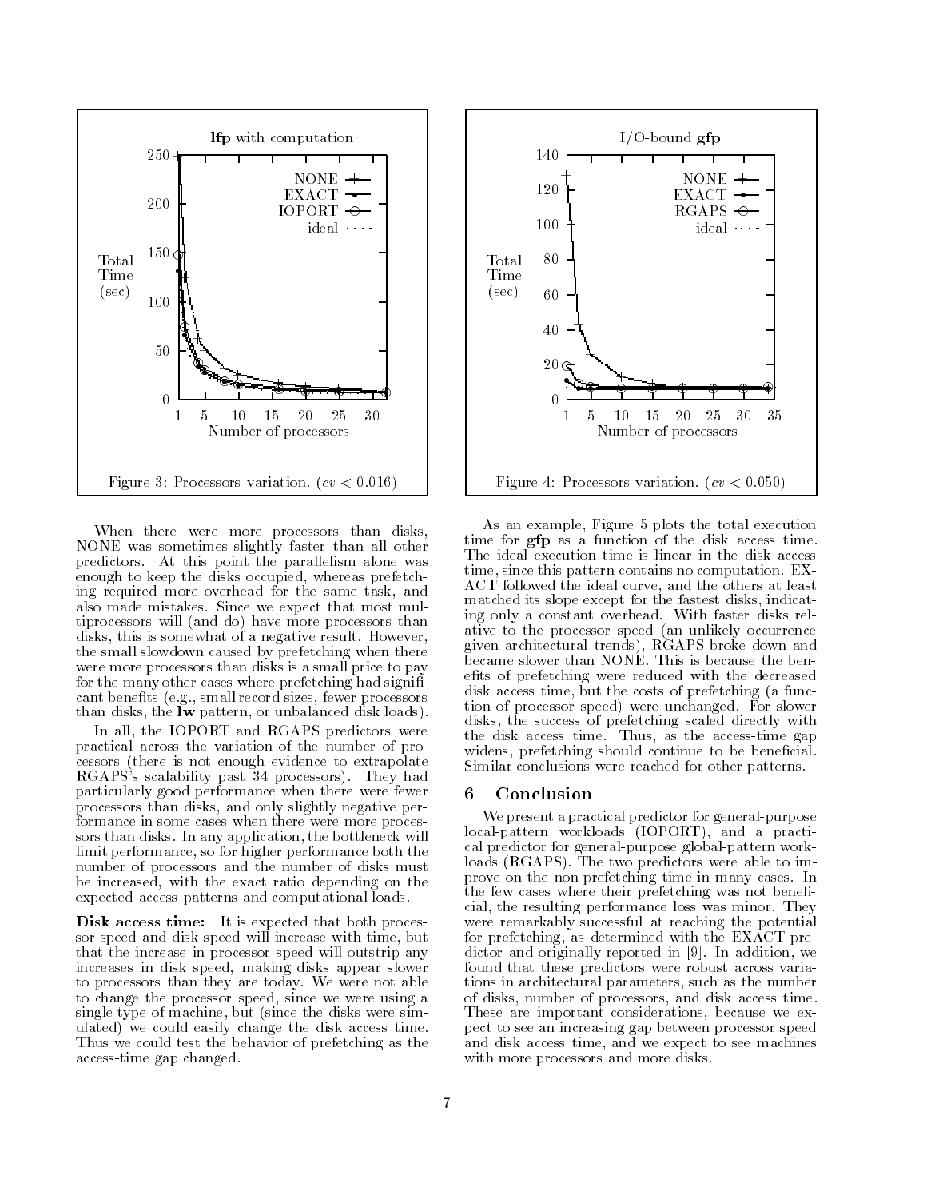Figure 3: Processors variation. ($cv < 0.016$)

Figure 4: Processors variation. ($cv < 0.050$)

When there were more processors than disks, NONE was sometimes slightly faster than all other predictors. At this point the parallelism alone was enough to keep the disks occupied, whereas prefetching required more overhead for the same task, and also made mistakes. Since we expect that most multiprocessors will (and do) have more processors than disks, this is somewhat of a negative result. However, the small slowdown caused by prefetching when there were more processors than disks is a small price to pay for the many other cases where prefetching had significant benefits (e.g., small record sizes, fewer processors than disks, the **lw** pattern, or unbalanced disk loads).

In all, the IOPORT and RGAPS predictors were practical across the variation of the number of processors (there is not enough evidence to extrapolate RGAPS's scalability past 34 processors). They had particularly good performance when there were fewer processors than disks, and only slightly negative performance in some cases when there were more processors than disks. In any application, the bottleneck will limit performance, so for higher performance both the number of processors and the number of disks must be increased, with the exact ratio depending on the expected access patterns and computational loads.

**Disk access time:** It is expected that both processor speed and disk speed will increase with time, but that the increase in processor speed will outstrip any increases in disk speed, making disks appear slower to processors than they are today. We were not able to change the processor speed, since we were using a single type of machine, but (since the disks were simulated) we could easily change the disk access time. Thus we could test the behavior of prefetching as the access-time gap changed.

As an example, Figure 5 plots the total execution time for **gfp** as a function of the disk access time. The ideal execution time is linear in the disk access time, since this pattern contains no computation. EXACT followed the ideal curve, and the others at least matched its slope except for the fastest disks, indicating only a constant overhead. With faster disks relative to the processor speed (an unlikely occurrence given architectural trends), RGAPS broke down and became slower than NONE. This is because the benefits of prefetching were reduced with the decreased disk access time, but the costs of prefetching (a function of processor speed) were unchanged. For slower disks, the success of prefetching scaled directly with the disk access time. Thus, as the access-time gap widens, prefetching should continue to be beneficial. Similar conclusions were reached for other patterns.

## 6 Conclusion

We present a practical predictor for general-purpose local-pattern workloads (IOPORT), and a practical predictor for general-purpose global-pattern workloads (RGAPS). The two predictors were able to improve on the non-prefetching time in many cases. In the few cases where their prefetching was not beneficial, the resulting performance loss was minor. They were remarkably successful at reaching the potential for prefetching, as determined with the EXACT predictor and originally reported in [9]. In addition, we found that these predictors were robust across variations in architectural parameters, such as the number of disks, number of processors, and disk access time. These are important considerations, because we expect to see an increasing gap between processor speed and disk access time, and we expect to see machines with more processors and more disks.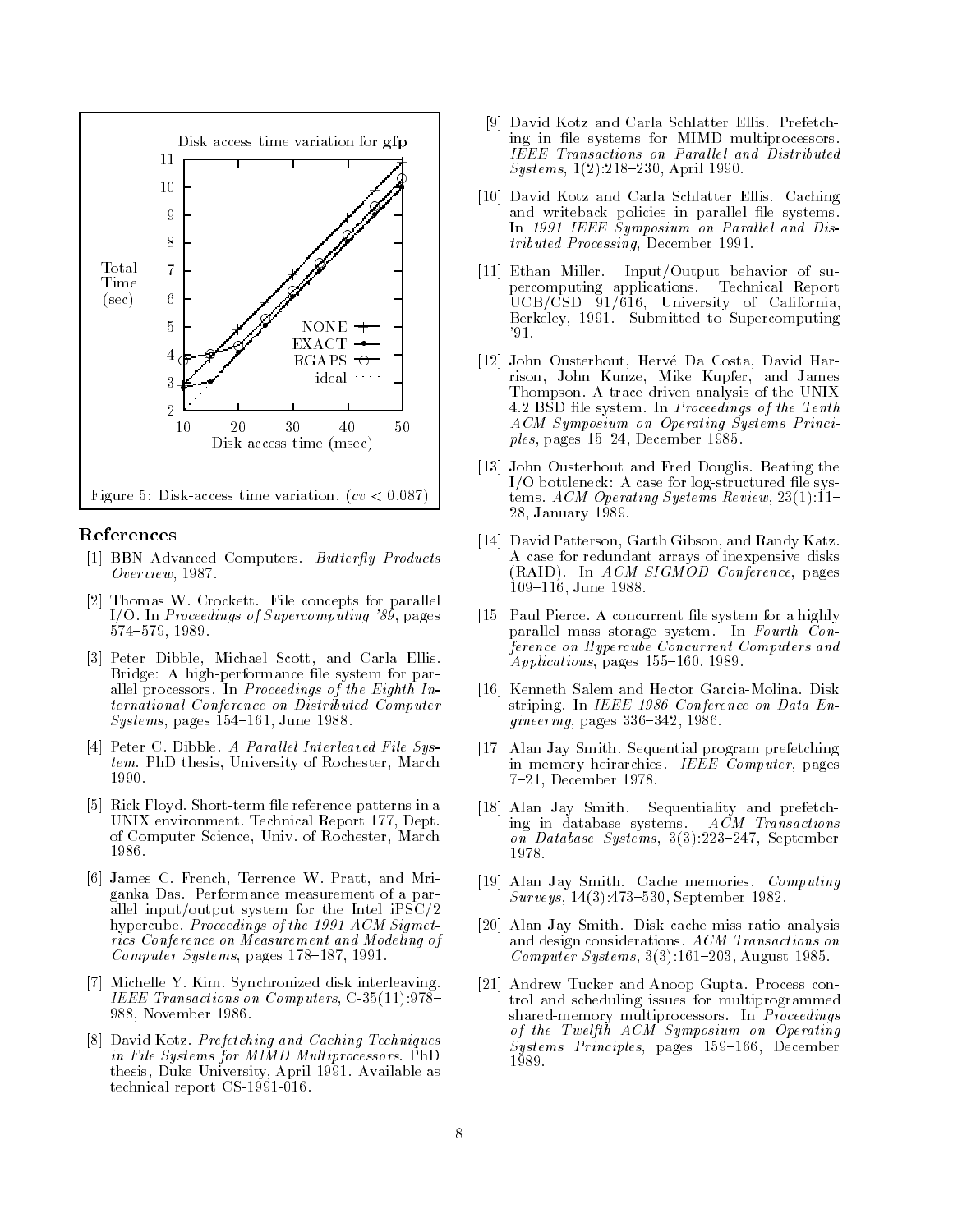Disk access time variation for **gfp**

Total Time (sec)

11
10
9
8
7
6
5
4
3
2

10 20 30 40 50

Disk access time (msec)

NONE
EXACT
RGAPS
ideal

Figure 5: Disk-access time variation. ($cv < 0.087$)

## References

[1] BBN Advanced Computers. *Butterfly Products Overview*, 1987.

[2] Thomas W. Crockett. File concepts for parallel I/O. In *Proceedings of Supercomputing '89*, pages 574–579, 1989.

[3] Peter Dibble, Michael Scott, and Carla Ellis. Bridge: A high-performance file system for parallel processors. In *Proceedings of the Eighth International Conference on Distributed Computer Systems*, pages 154–161, June 1988.

[4] Peter C. Dibble. *A Parallel Interleaved File System*. PhD thesis, University of Rochester, March 1990.

[5] Rick Floyd. Short-term file reference patterns in a UNIX environment. Technical Report 177, Dept. of Computer Science, Univ. of Rochester, March 1986.

[6] James C. French, Terrence W. Pratt, and Mriganka Das. Performance measurement of a parallel input/output system for the Intel iPSC/2 hypercube. *Proceedings of the 1991 ACM Sigmetrics Conference on Measurement and Modeling of Computer Systems*, pages 178–187, 1991.

[7] Michelle Y. Kim. Synchronized disk interleaving. *IEEE Transactions on Computers*, C-35(11):978–988, November 1986.

[8] David Kotz. *Prefetching and Caching Techniques in File Systems for MIMD Multiprocessors*. PhD thesis, Duke University, April 1991. Available as technical report CS-1991-016.

[9] David Kotz and Carla Schlatter Ellis. Prefetching in file systems for MIMD multiprocessors. *IEEE Transactions on Parallel and Distributed Systems*, 1(2):218–230, April 1990.

[10] David Kotz and Carla Schlatter Ellis. Caching and writeback policies in parallel file systems. In *1991 IEEE Symposium on Parallel and Distributed Processing*, December 1991.

[11] Ethan Miller. Input/Output behavior of supercomputing applications. Technical Report UCB/CSD 91/616, University of California, Berkeley, 1991. Submitted to Supercomputing '91.

[12] John Ousterhout, Hervé Da Costa, David Harrison, John Kunze, Mike Kupfer, and James Thompson. A trace driven analysis of the UNIX 4.2 BSD file system. In *Proceedings of the Tenth ACM Symposium on Operating Systems Principles*, pages 15–24, December 1985.

[13] John Ousterhout and Fred Douglis. Beating the I/O bottleneck: A case for log-structured file systems. *ACM Operating Systems Review*, 23(1):11–28, January 1989.

[14] David Patterson, Garth Gibson, and Randy Katz. A case for redundant arrays of inexpensive disks (RAID). In *ACM SIGMOD Conference*, pages 109–116, June 1988.

[15] Paul Pierce. A concurrent file system for a highly parallel mass storage system. In *Fourth Conference on Hypercube Concurrent Computers and Applications*, pages 155–160, 1989.

[16] Kenneth Salem and Hector Garcia-Molina. Disk striping. In *IEEE 1986 Conference on Data Engineering*, pages 336–342, 1986.

[17] Alan Jay Smith. Sequential program prefetching in memory heirarchies. *IEEE Computer*, pages 7–21, December 1978.

[18] Alan Jay Smith. Sequentiality and prefetching in database systems. *ACM Transactions on Database Systems*, 3(3):223–247, September 1978.

[19] Alan Jay Smith. Cache memories. *Computing Surveys*, 14(3):473–530, September 1982.

[20] Alan Jay Smith. Disk cache-miss ratio analysis and design considerations. *ACM Transactions on Computer Systems*, 3(3):161–203, August 1985.

[21] Andrew Tucker and Anoop Gupta. Process control and scheduling issues for multiprogrammed shared-memory multiprocessors. In *Proceedings of the Twelfth ACM Symposium on Operating Systems Principles*, pages 159–166, December 1989.